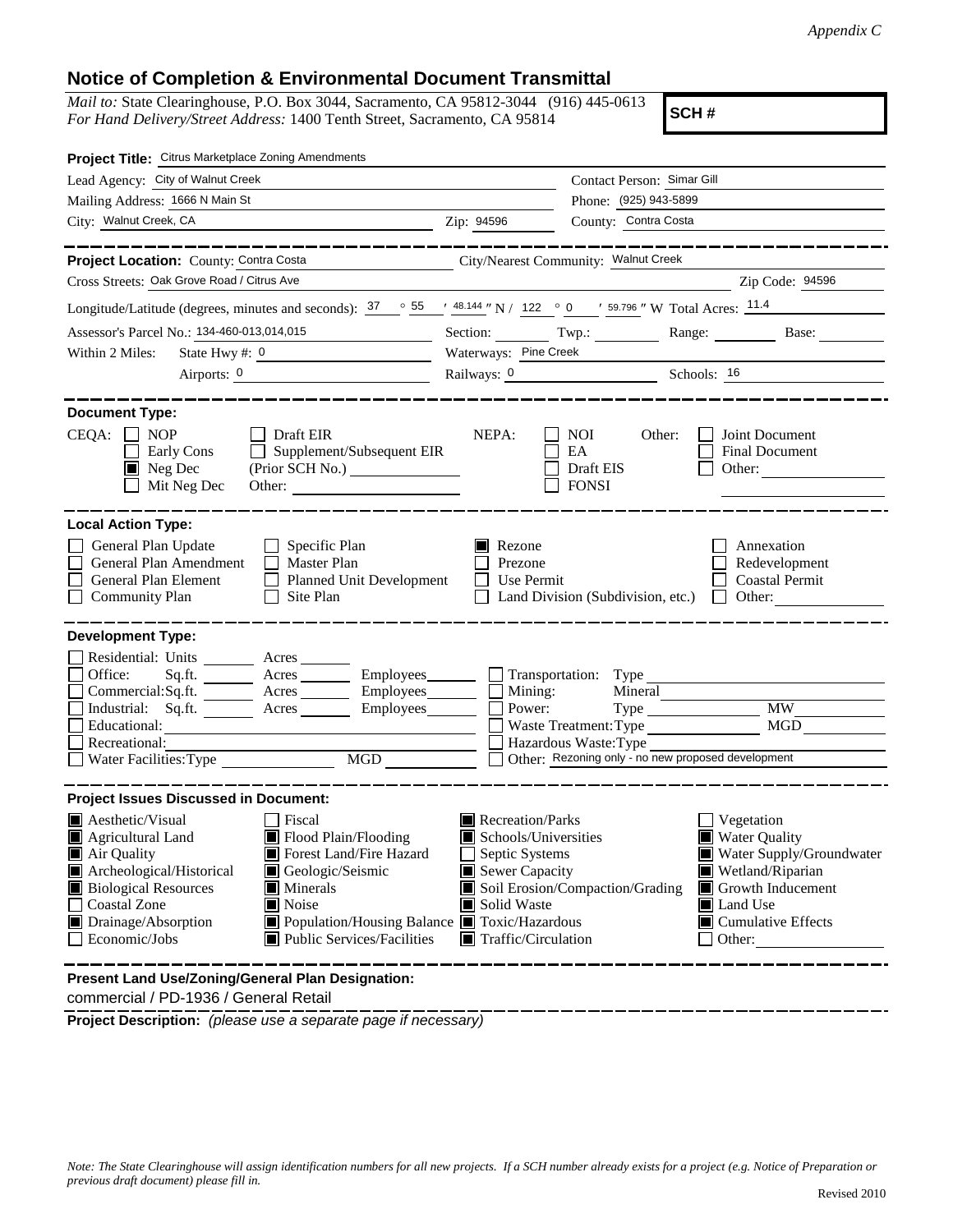*Appendix C*

# Notice of Completion & Environmental Document Transmittal

*Mail to:* State Clearinghouse, P.O. Box 3044, Sacramento, CA 95812-3044 (916) 445-0613
*For Hand Delivery/Street Address:* 1400 Tenth Street, Sacramento, CA 95814

**SCH #**

**Project Title:** Citrus Marketplace Zoning Amendments

Lead Agency: City of Walnut Creek
Contact Person: Simar Gill
Mailing Address: 1666 N Main St
Phone: (925) 943-5899
City: Walnut Creek, CA
Zip: 94596
County: Contra Costa

---

**Project Location:** County: Contra Costa
City/Nearest Community: Walnut Creek
Cross Streets: Oak Grove Road / Citrus Ave
Zip Code: 94596

Longitude/Latitude (degrees, minutes and seconds): 37 ° 55 ′ 48.144 ″ N / 122 ° 0 ′ 59.796 ″ W Total Acres: 11.4

Assessor's Parcel No.: 134-460-013,014,015
Section: ____ Twp.: ____ Range: ____ Base: ____

Within 2 Miles: State Hwy #: 0
Waterways: Pine Creek
Airports: 0
Railways: 0
Schools: 16

---

**Document Type:**

CEQA: ☐ NOP ☐ Early Cons ☒ Neg Dec ☐ Mit Neg Dec ☐ Draft EIR ☐ Supplement/Subsequent EIR (Prior SCH No.) ____ Other: ____

NEPA: ☐ NOI ☐ EA ☐ Draft EIS ☐ FONSI

Other: ☐ Joint Document ☐ Final Document ☐ Other: ____

---

**Local Action Type:**

☐ General Plan Update
☐ General Plan Amendment
☐ General Plan Element
☐ Community Plan
☐ Specific Plan
☐ Master Plan
☐ Planned Unit Development
☐ Site Plan
☒ Rezone
☐ Prezone
☐ Use Permit
☐ Land Division (Subdivision, etc.)
☐ Annexation
☐ Redevelopment
☐ Coastal Permit
☐ Other: ____

---

**Development Type:**

☐ Residential: Units ____ Acres ____
☐ Office: Sq.ft. ____ Acres ____ Employees ____
☐ Commercial: Sq.ft. ____ Acres ____ Employees ____
☐ Industrial: Sq.ft. ____ Acres ____ Employees ____
☐ Educational: ____
☐ Recreational: ____
☐ Water Facilities: Type ____ MGD ____
☐ Transportation: Type ____
☐ Mining: Mineral ____
☐ Power: Type ____ MW ____
☐ Waste Treatment: Type ____ MGD ____
☐ Hazardous Waste: Type ____
☐ Other: Rezoning only - no new proposed development

---

**Project Issues Discussed in Document:**

☒ Aesthetic/Visual
☒ Agricultural Land
☒ Air Quality
☒ Archeological/Historical
☒ Biological Resources
☐ Coastal Zone
☒ Drainage/Absorption
☐ Economic/Jobs
☐ Fiscal
☒ Flood Plain/Flooding
☒ Forest Land/Fire Hazard
☒ Geologic/Seismic
☒ Minerals
☒ Noise
☒ Population/Housing Balance
☒ Public Services/Facilities
☒ Recreation/Parks
☒ Schools/Universities
☐ Septic Systems
☒ Sewer Capacity
☒ Soil Erosion/Compaction/Grading
☒ Solid Waste
☒ Toxic/Hazardous
☒ Traffic/Circulation
☐ Vegetation
☒ Water Quality
☒ Water Supply/Groundwater
☒ Wetland/Riparian
☒ Growth Inducement
☒ Land Use
☒ Cumulative Effects
☐ Other: ____

---

**Present Land Use/Zoning/General Plan Designation:**

commercial / PD-1936 / General Retail

**Project Description:** *(please use a separate page if necessary)*

*Note: The State Clearinghouse will assign identification numbers for all new projects. If a SCH number already exists for a project (e.g. Notice of Preparation or previous draft document) please fill in.*

Revised 2010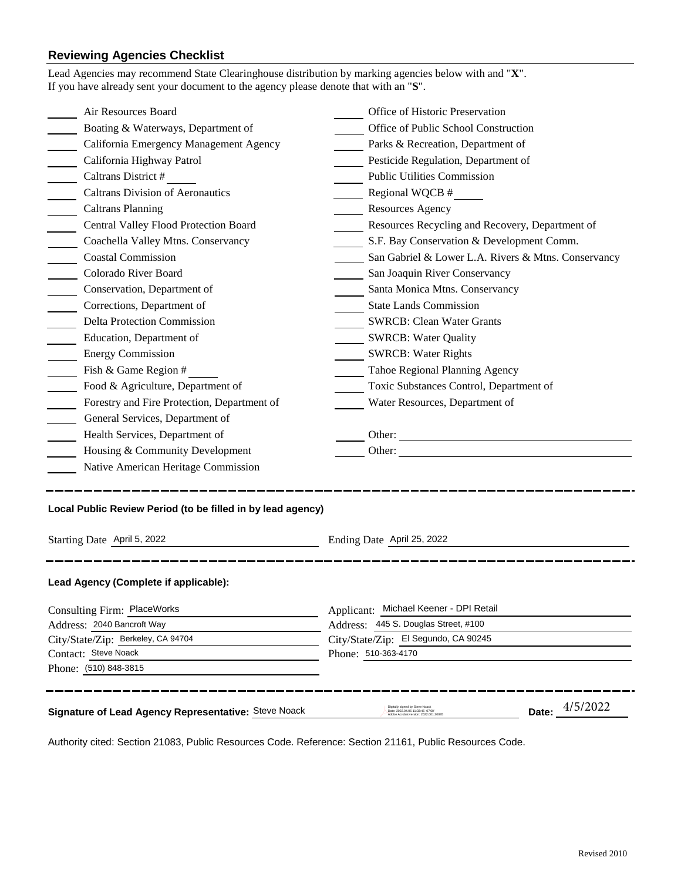## Reviewing Agencies Checklist

Lead Agencies may recommend State Clearinghouse distribution by marking agencies below with and "**X**".
If you have already sent your document to the agency please denote that with an "**S**".

| | | | |
|---|---|---|---|
| ____ | Air Resources Board | ____ | Office of Historic Preservation |
| ____ | Boating & Waterways, Department of | ____ | Office of Public School Construction |
| ____ | California Emergency Management Agency | ____ | Parks & Recreation, Department of |
| ____ | California Highway Patrol | ____ | Pesticide Regulation, Department of |
| ____ | Caltrans District # ____ | ____ | Public Utilities Commission |
| ____ | Caltrans Division of Aeronautics | ____ | Regional WQCB # ____ |
| ____ | Caltrans Planning | ____ | Resources Agency |
| ____ | Central Valley Flood Protection Board | ____ | Resources Recycling and Recovery, Department of |
| ____ | Coachella Valley Mtns. Conservancy | ____ | S.F. Bay Conservation & Development Comm. |
| ____ | Coastal Commission | ____ | San Gabriel & Lower L.A. Rivers & Mtns. Conservancy |
| ____ | Colorado River Board | ____ | San Joaquin River Conservancy |
| ____ | Conservation, Department of | ____ | Santa Monica Mtns. Conservancy |
| ____ | Corrections, Department of | ____ | State Lands Commission |
| ____ | Delta Protection Commission | ____ | SWRCB: Clean Water Grants |
| ____ | Education, Department of | ____ | SWRCB: Water Quality |
| ____ | Energy Commission | ____ | SWRCB: Water Rights |
| ____ | Fish & Game Region # ____ | ____ | Tahoe Regional Planning Agency |
| ____ | Food & Agriculture, Department of | ____ | Toxic Substances Control, Department of |
| ____ | Forestry and Fire Protection, Department of | ____ | Water Resources, Department of |
| ____ | General Services, Department of | | |
| ____ | Health Services, Department of | ____ | Other: ____________ |
| ____ | Housing & Community Development | ____ | Other: ____________ |
| ____ | Native American Heritage Commission | | |

---

**Local Public Review Period (to be filled in by lead agency)**

Starting Date April 5, 2022 Ending Date April 25, 2022

---

**Lead Agency (Complete if applicable):**

| | |
|---|---|
| Consulting Firm: PlaceWorks | Applicant: Michael Keener - DPI Retail |
| Address: 2040 Bancroft Way | Address: 445 S. Douglas Street, #100 |
| City/State/Zip: Berkeley, CA 94704 | City/State/Zip: El Segundo, CA 90245 |
| Contact: Steve Noack | Phone: 510-363-4170 |
| Phone: (510) 848-3815 | |

---

**Signature of Lead Agency Representative:** Steve Noack Digitally signed by Steve Noack Date: 2022.04.05 11:33:46 -07'00' Adobe Acrobat version: 2022.001.20085 **Date:** 4/5/2022

Authority cited: Section 21083, Public Resources Code. Reference: Section 21161, Public Resources Code.

Revised 2010